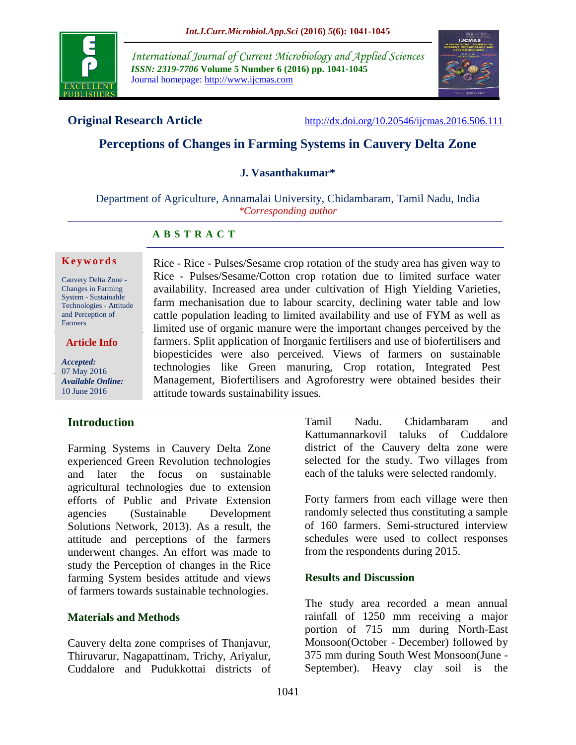**Original Research Article** http://dx.doi.org/10.20546/ijcmas.2016.506.111

# Perceptions of Changes in Farming Systems in Cauvery Delta Zone

**J. Vasanthakumar***

Department of Agriculture, Annamalai University, Chidambaram, Tamil Nadu, India
*\*Corresponding author*

**Keywords**

Cauvery Delta Zone - Changes in Farming System - Sustainable Technologies - Attitude and Perception of Farmers

**Article Info**

*Accepted:* 07 May 2016
*Available Online:* 10 June 2016

## A B S T R A C T

Rice - Rice - Pulses/Sesame crop rotation of the study area has given way to Rice - Pulses/Sesame/Cotton crop rotation due to limited surface water availability. Increased area under cultivation of High Yielding Varieties, farm mechanisation due to labour scarcity, declining water table and low cattle population leading to limited availability and use of FYM as well as limited use of organic manure were the important changes perceived by the farmers. Split application of Inorganic fertilisers and use of biofertilisers and biopesticides were also perceived. Views of farmers on sustainable technologies like Green manuring, Crop rotation, Integrated Pest Management, Biofertilisers and Agroforestry were obtained besides their attitude towards sustainability issues.

## Introduction

Farming Systems in Cauvery Delta Zone experienced Green Revolution technologies and later the focus on sustainable agricultural technologies due to extension efforts of Public and Private Extension agencies (Sustainable Development Solutions Network, 2013). As a result, the attitude and perceptions of the farmers underwent changes. An effort was made to study the Perception of changes in the Rice farming System besides attitude and views of farmers towards sustainable technologies.

### Materials and Methods

Cauvery delta zone comprises of Thanjavur, Thiruvarur, Nagapattinam, Trichy, Ariyalur, Cuddalore and Pudukkottai districts of Tamil Nadu. Chidambaram and Kattumannarkovil taluks of Cuddalore district of the Cauvery delta zone were selected for the study. Two villages from each of the taluks were selected randomly.

Forty farmers from each village were then randomly selected thus constituting a sample of 160 farmers. Semi-structured interview schedules were used to collect responses from the respondents during 2015.

### Results and Discussion

The study area recorded a mean annual rainfall of 1250 mm receiving a major portion of 715 mm during North-East Monsoon(October - December) followed by 375 mm during South West Monsoon(June - September). Heavy clay soil is the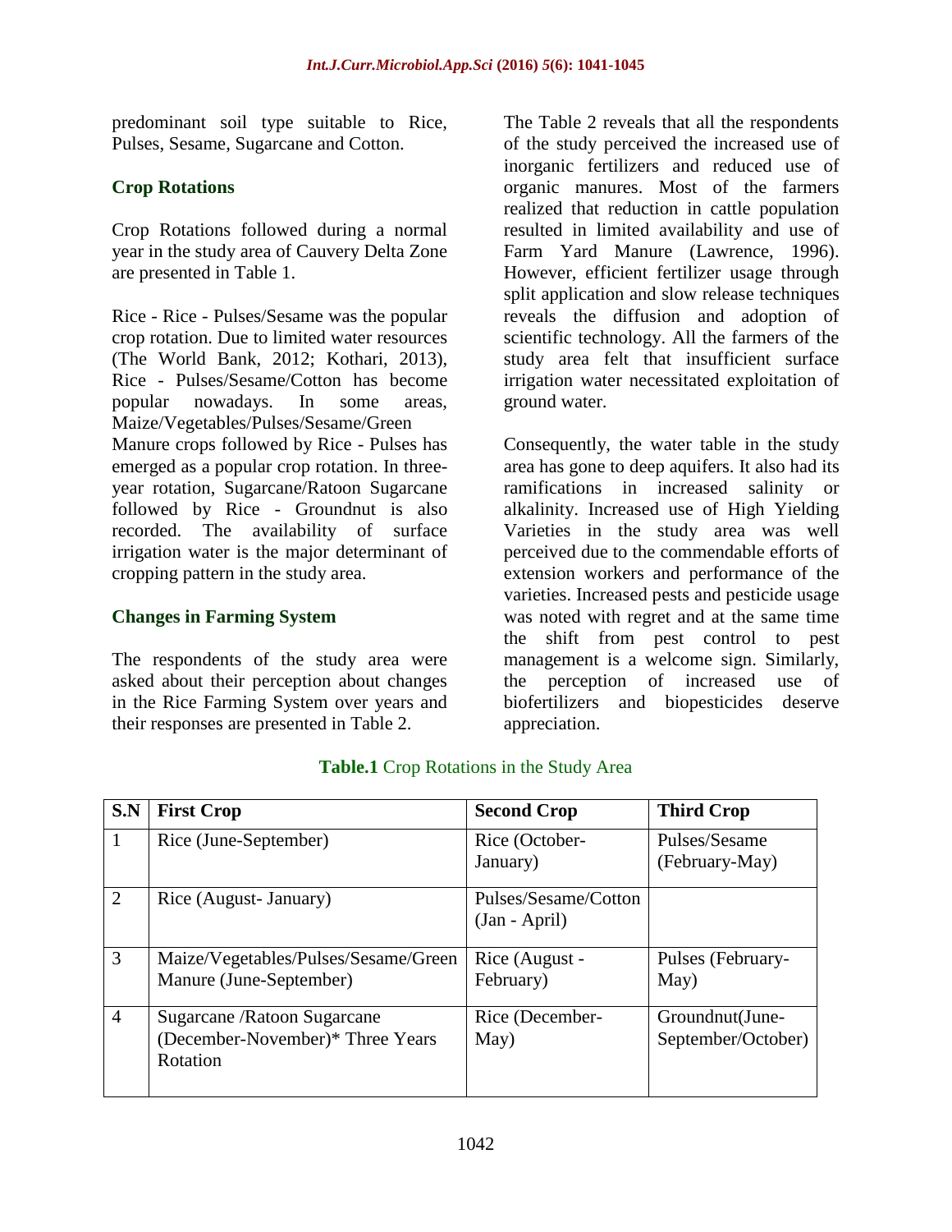predominant soil type suitable to Rice, Pulses, Sesame, Sugarcane and Cotton.

## Crop Rotations

Crop Rotations followed during a normal year in the study area of Cauvery Delta Zone are presented in Table 1.

Rice - Rice - Pulses/Sesame was the popular crop rotation. Due to limited water resources (The World Bank, 2012; Kothari, 2013), Rice - Pulses/Sesame/Cotton has become popular nowadays. In some areas, Maize/Vegetables/Pulses/Sesame/Green Manure crops followed by Rice - Pulses has emerged as a popular crop rotation. In three-year rotation, Sugarcane/Ratoon Sugarcane followed by Rice - Groundnut is also recorded. The availability of surface irrigation water is the major determinant of cropping pattern in the study area.

## Changes in Farming System

The respondents of the study area were asked about their perception about changes in the Rice Farming System over years and their responses are presented in Table 2.

The Table 2 reveals that all the respondents of the study perceived the increased use of inorganic fertilizers and reduced use of organic manures. Most of the farmers realized that reduction in cattle population resulted in limited availability and use of Farm Yard Manure (Lawrence, 1996). However, efficient fertilizer usage through split application and slow release techniques reveals the diffusion and adoption of scientific technology. All the farmers of the study area felt that insufficient surface irrigation water necessitated exploitation of ground water.

Consequently, the water table in the study area has gone to deep aquifers. It also had its ramifications in increased salinity or alkalinity. Increased use of High Yielding Varieties in the study area was well perceived due to the commendable efforts of extension workers and performance of the varieties. Increased pests and pesticide usage was noted with regret and at the same time the shift from pest control to pest management is a welcome sign. Similarly, the perception of increased use of biofertilizers and biopesticides deserve appreciation.

**Table.1** Crop Rotations in the Study Area

| S.N | First Crop | Second Crop | Third Crop |
|---|---|---|---|
| 1 | Rice (June-September) | Rice (October-January) | Pulses/Sesame (February-May) |
| 2 | Rice (August- January) | Pulses/Sesame/Cotton (Jan - April) | |
| 3 | Maize/Vegetables/Pulses/Sesame/Green Manure (June-September) | Rice (August - February) | Pulses (February-May) |
| 4 | Sugarcane /Ratoon Sugarcane (December-November)* Three Years Rotation | Rice (December-May) | Groundnut(June-September/October) |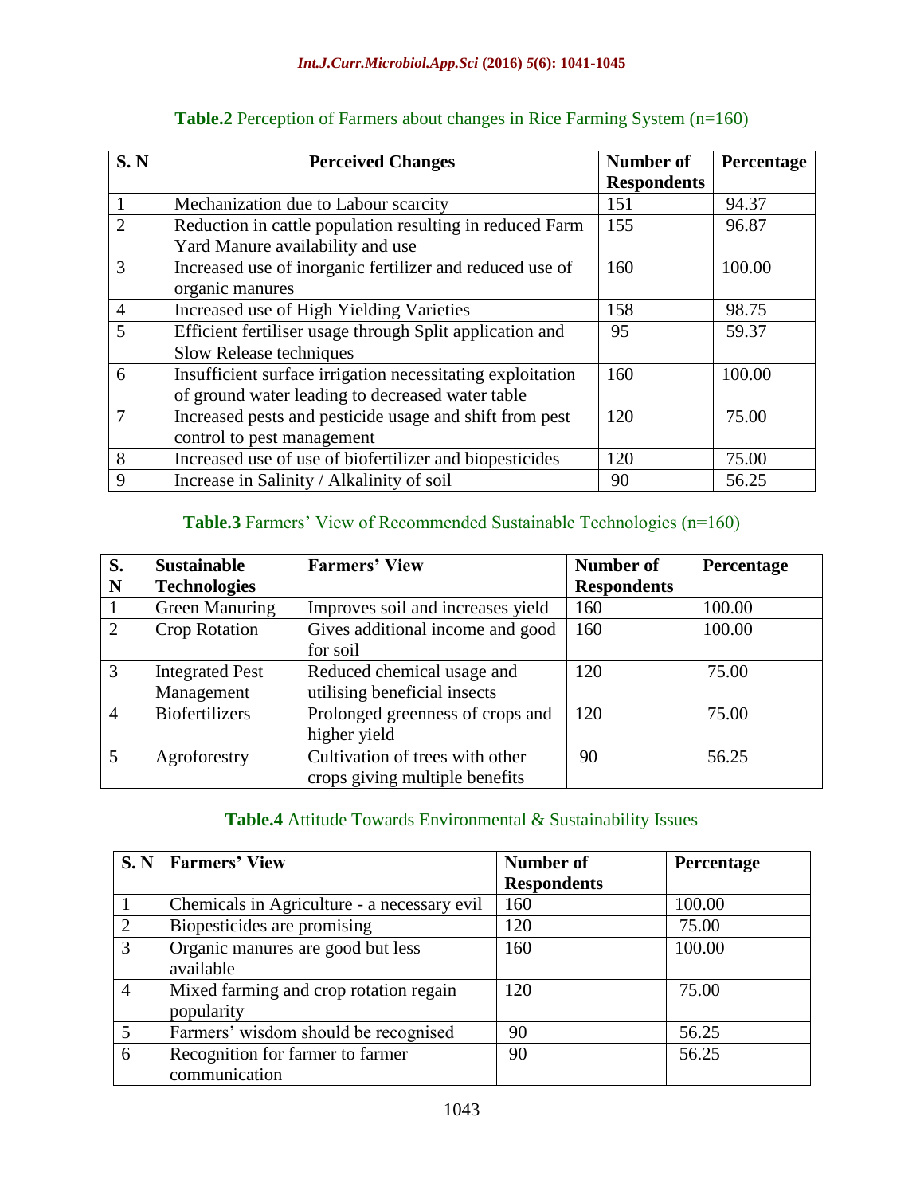**Table.2** Perception of Farmers about changes in Rice Farming System (n=160)

| S. N | Perceived Changes | Number of Respondents | Percentage |
|---|---|---|---|
| 1 | Mechanization due to Labour scarcity | 151 | 94.37 |
| 2 | Reduction in cattle population resulting in reduced Farm Yard Manure availability and use | 155 | 96.87 |
| 3 | Increased use of inorganic fertilizer and reduced use of organic manures | 160 | 100.00 |
| 4 | Increased use of High Yielding Varieties | 158 | 98.75 |
| 5 | Efficient fertiliser usage through Split application and Slow Release techniques | 95 | 59.37 |
| 6 | Insufficient surface irrigation necessitating exploitation of ground water leading to decreased water table | 160 | 100.00 |
| 7 | Increased pests and pesticide usage and shift from pest control to pest management | 120 | 75.00 |
| 8 | Increased use of use of biofertilizer and biopesticides | 120 | 75.00 |
| 9 | Increase in Salinity / Alkalinity of soil | 90 | 56.25 |

**Table.3** Farmers' View of Recommended Sustainable Technologies (n=160)

| S. N | Sustainable Technologies | Farmers' View | Number of Respondents | Percentage |
|---|---|---|---|---|
| 1 | Green Manuring | Improves soil and increases yield | 160 | 100.00 |
| 2 | Crop Rotation | Gives additional income and good for soil | 160 | 100.00 |
| 3 | Integrated Pest Management | Reduced chemical usage and utilising beneficial insects | 120 | 75.00 |
| 4 | Biofertilizers | Prolonged greenness of crops and higher yield | 120 | 75.00 |
| 5 | Agroforestry | Cultivation of trees with other crops giving multiple benefits | 90 | 56.25 |

**Table.4** Attitude Towards Environmental & Sustainability Issues

| S. N | Farmers' View | Number of Respondents | Percentage |
|---|---|---|---|
| 1 | Chemicals in Agriculture - a necessary evil | 160 | 100.00 |
| 2 | Biopesticides are promising | 120 | 75.00 |
| 3 | Organic manures are good but less available | 160 | 100.00 |
| 4 | Mixed farming and crop rotation regain popularity | 120 | 75.00 |
| 5 | Farmers' wisdom should be recognised | 90 | 56.25 |
| 6 | Recognition for farmer to farmer communication | 90 | 56.25 |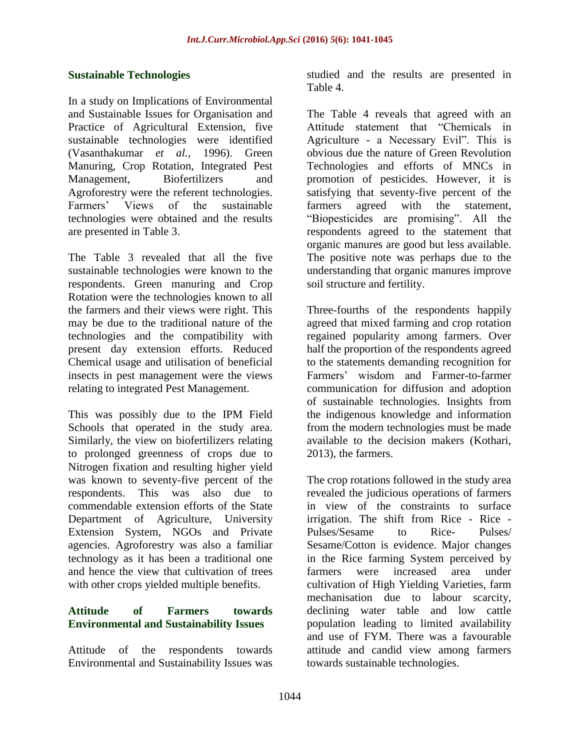## Sustainable Technologies

In a study on Implications of Environmental and Sustainable Issues for Organisation and Practice of Agricultural Extension, five sustainable technologies were identified (Vasanthakumar *et al.,* 1996). Green Manuring, Crop Rotation, Integrated Pest Management, Biofertilizers and Agroforestry were the referent technologies. Farmers' Views of the sustainable technologies were obtained and the results are presented in Table 3.

The Table 3 revealed that all the five sustainable technologies were known to the respondents. Green manuring and Crop Rotation were the technologies known to all the farmers and their views were right. This may be due to the traditional nature of the technologies and the compatibility with present day extension efforts. Reduced Chemical usage and utilisation of beneficial insects in pest management were the views relating to integrated Pest Management.

This was possibly due to the IPM Field Schools that operated in the study area. Similarly, the view on biofertilizers relating to prolonged greenness of crops due to Nitrogen fixation and resulting higher yield was known to seventy-five percent of the respondents. This was also due to commendable extension efforts of the State Department of Agriculture, University Extension System, NGOs and Private agencies. Agroforestry was also a familiar technology as it has been a traditional one and hence the view that cultivation of trees with other crops yielded multiple benefits.

## Attitude of Farmers towards Environmental and Sustainability Issues

Attitude of the respondents towards Environmental and Sustainability Issues was studied and the results are presented in Table 4.

The Table 4 reveals that agreed with an Attitude statement that "Chemicals in Agriculture - a Necessary Evil". This is obvious due the nature of Green Revolution Technologies and efforts of MNCs in promotion of pesticides. However, it is satisfying that seventy-five percent of the farmers agreed with the statement, "Biopesticides are promising". All the respondents agreed to the statement that organic manures are good but less available. The positive note was perhaps due to the understanding that organic manures improve soil structure and fertility.

Three-fourths of the respondents happily agreed that mixed farming and crop rotation regained popularity among farmers. Over half the proportion of the respondents agreed to the statements demanding recognition for Farmers' wisdom and Farmer-to-farmer communication for diffusion and adoption of sustainable technologies. Insights from the indigenous knowledge and information from the modern technologies must be made available to the decision makers (Kothari, 2013), the farmers.

The crop rotations followed in the study area revealed the judicious operations of farmers in view of the constraints to surface irrigation. The shift from Rice - Rice - Pulses/Sesame to Rice- Pulses/ Sesame/Cotton is evidence. Major changes in the Rice farming System perceived by farmers were increased area under cultivation of High Yielding Varieties, farm mechanisation due to labour scarcity, declining water table and low cattle population leading to limited availability and use of FYM. There was a favourable attitude and candid view among farmers towards sustainable technologies.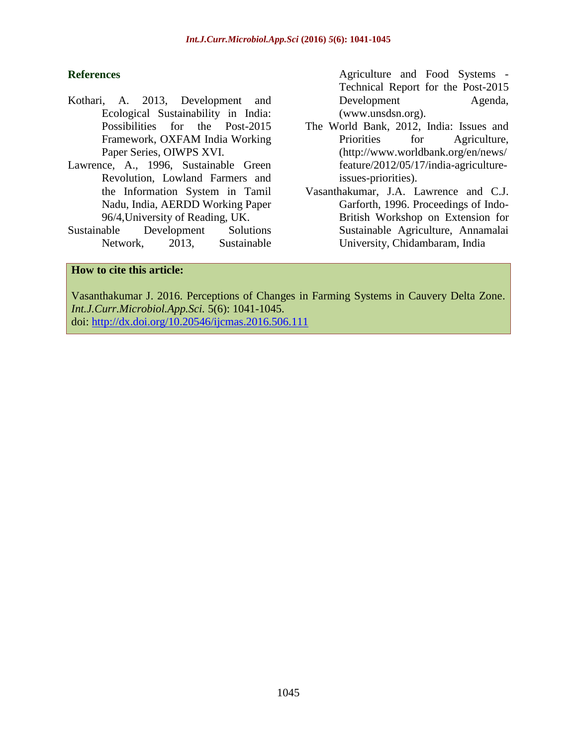## References

Kothari, A. 2013, Development and Ecological Sustainability in India: Possibilities for the Post-2015 Framework, OXFAM India Working Paper Series, OIWPS XVI.

Lawrence, A., 1996, Sustainable Green Revolution, Lowland Farmers and the Information System in Tamil Nadu, India, AERDD Working Paper 96/4,University of Reading, UK.

Sustainable Development Solutions Network, 2013, Sustainable Agriculture and Food Systems - Technical Report for the Post-2015 Development Agenda, (www.unsdsn.org).

The World Bank, 2012, India: Issues and Priorities for Agriculture, (http://www.worldbank.org/en/news/feature/2012/05/17/india-agriculture-issues-priorities).

Vasanthakumar, J.A. Lawrence and C.J. Garforth, 1996. Proceedings of Indo-British Workshop on Extension for Sustainable Agriculture, Annamalai University, Chidambaram, India

**How to cite this article:**

Vasanthakumar J. 2016. Perceptions of Changes in Farming Systems in Cauvery Delta Zone. *Int.J.Curr.Microbiol.App.Sci.* 5(6): 1041-1045.
doi: http://dx.doi.org/10.20546/ijcmas.2016.506.111